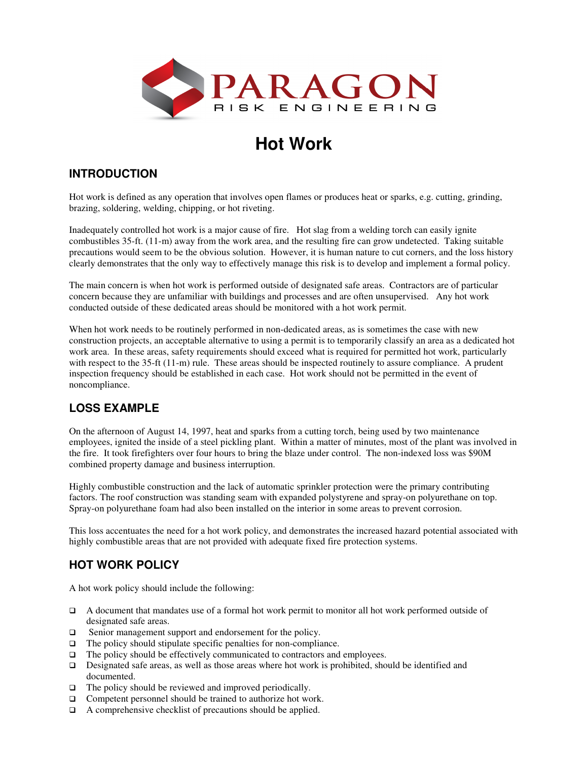PARAGON RISK ENGINEERING

# Hot Work

## INTRODUCTION

Hot work is defined as any operation that involves open flames or produces heat or sparks, e.g. cutting, grinding, brazing, soldering, welding, chipping, or hot riveting.

Inadequately controlled hot work is a major cause of fire. Hot slag from a welding torch can easily ignite combustibles 35-ft. (11-m) away from the work area, and the resulting fire can grow undetected. Taking suitable precautions would seem to be the obvious solution. However, it is human nature to cut corners, and the loss history clearly demonstrates that the only way to effectively manage this risk is to develop and implement a formal policy.

The main concern is when hot work is performed outside of designated safe areas. Contractors are of particular concern because they are unfamiliar with buildings and processes and are often unsupervised. Any hot work conducted outside of these dedicated areas should be monitored with a hot work permit.

When hot work needs to be routinely performed in non-dedicated areas, as is sometimes the case with new construction projects, an acceptable alternative to using a permit is to temporarily classify an area as a dedicated hot work area. In these areas, safety requirements should exceed what is required for permitted hot work, particularly with respect to the 35-ft (11-m) rule. These areas should be inspected routinely to assure compliance. A prudent inspection frequency should be established in each case. Hot work should not be permitted in the event of noncompliance.

## LOSS EXAMPLE

On the afternoon of August 14, 1997, heat and sparks from a cutting torch, being used by two maintenance employees, ignited the inside of a steel pickling plant. Within a matter of minutes, most of the plant was involved in the fire. It took firefighters over four hours to bring the blaze under control. The non-indexed loss was $90M combined property damage and business interruption.

Highly combustible construction and the lack of automatic sprinkler protection were the primary contributing factors. The roof construction was standing seam with expanded polystyrene and spray-on polyurethane on top. Spray-on polyurethane foam had also been installed on the interior in some areas to prevent corrosion.

This loss accentuates the need for a hot work policy, and demonstrates the increased hazard potential associated with highly combustible areas that are not provided with adequate fixed fire protection systems.

## HOT WORK POLICY

A hot work policy should include the following:

- A document that mandates use of a formal hot work permit to monitor all hot work performed outside of designated safe areas.
- Senior management support and endorsement for the policy.
- The policy should stipulate specific penalties for non-compliance.
- The policy should be effectively communicated to contractors and employees.
- Designated safe areas, as well as those areas where hot work is prohibited, should be identified and documented.
- The policy should be reviewed and improved periodically.
- Competent personnel should be trained to authorize hot work.
- A comprehensive checklist of precautions should be applied.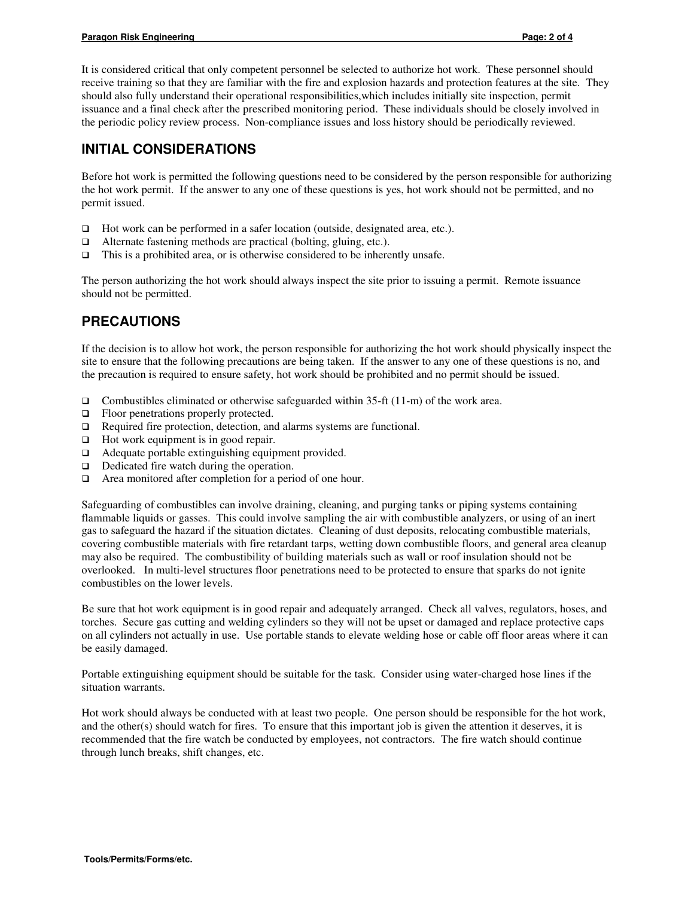It is considered critical that only competent personnel be selected to authorize hot work. These personnel should receive training so that they are familiar with the fire and explosion hazards and protection features at the site. They should also fully understand their operational responsibilities,which includes initially site inspection, permit issuance and a final check after the prescribed monitoring period. These individuals should be closely involved in the periodic policy review process. Non-compliance issues and loss history should be periodically reviewed.

## INITIAL CONSIDERATIONS

Before hot work is permitted the following questions need to be considered by the person responsible for authorizing the hot work permit. If the answer to any one of these questions is yes, hot work should not be permitted, and no permit issued.

- Hot work can be performed in a safer location (outside, designated area, etc.).
- Alternate fastening methods are practical (bolting, gluing, etc.).
- This is a prohibited area, or is otherwise considered to be inherently unsafe.

The person authorizing the hot work should always inspect the site prior to issuing a permit. Remote issuance should not be permitted.

## PRECAUTIONS

If the decision is to allow hot work, the person responsible for authorizing the hot work should physically inspect the site to ensure that the following precautions are being taken. If the answer to any one of these questions is no, and the precaution is required to ensure safety, hot work should be prohibited and no permit should be issued.

- Combustibles eliminated or otherwise safeguarded within 35-ft (11-m) of the work area.
- Floor penetrations properly protected.
- Required fire protection, detection, and alarms systems are functional.
- Hot work equipment is in good repair.
- Adequate portable extinguishing equipment provided.
- Dedicated fire watch during the operation.
- Area monitored after completion for a period of one hour.

Safeguarding of combustibles can involve draining, cleaning, and purging tanks or piping systems containing flammable liquids or gasses. This could involve sampling the air with combustible analyzers, or using of an inert gas to safeguard the hazard if the situation dictates. Cleaning of dust deposits, relocating combustible materials, covering combustible materials with fire retardant tarps, wetting down combustible floors, and general area cleanup may also be required. The combustibility of building materials such as wall or roof insulation should not be overlooked. In multi-level structures floor penetrations need to be protected to ensure that sparks do not ignite combustibles on the lower levels.

Be sure that hot work equipment is in good repair and adequately arranged. Check all valves, regulators, hoses, and torches. Secure gas cutting and welding cylinders so they will not be upset or damaged and replace protective caps on all cylinders not actually in use. Use portable stands to elevate welding hose or cable off floor areas where it can be easily damaged.

Portable extinguishing equipment should be suitable for the task. Consider using water-charged hose lines if the situation warrants.

Hot work should always be conducted with at least two people. One person should be responsible for the hot work, and the other(s) should watch for fires. To ensure that this important job is given the attention it deserves, it is recommended that the fire watch be conducted by employees, not contractors. The fire watch should continue through lunch breaks, shift changes, etc.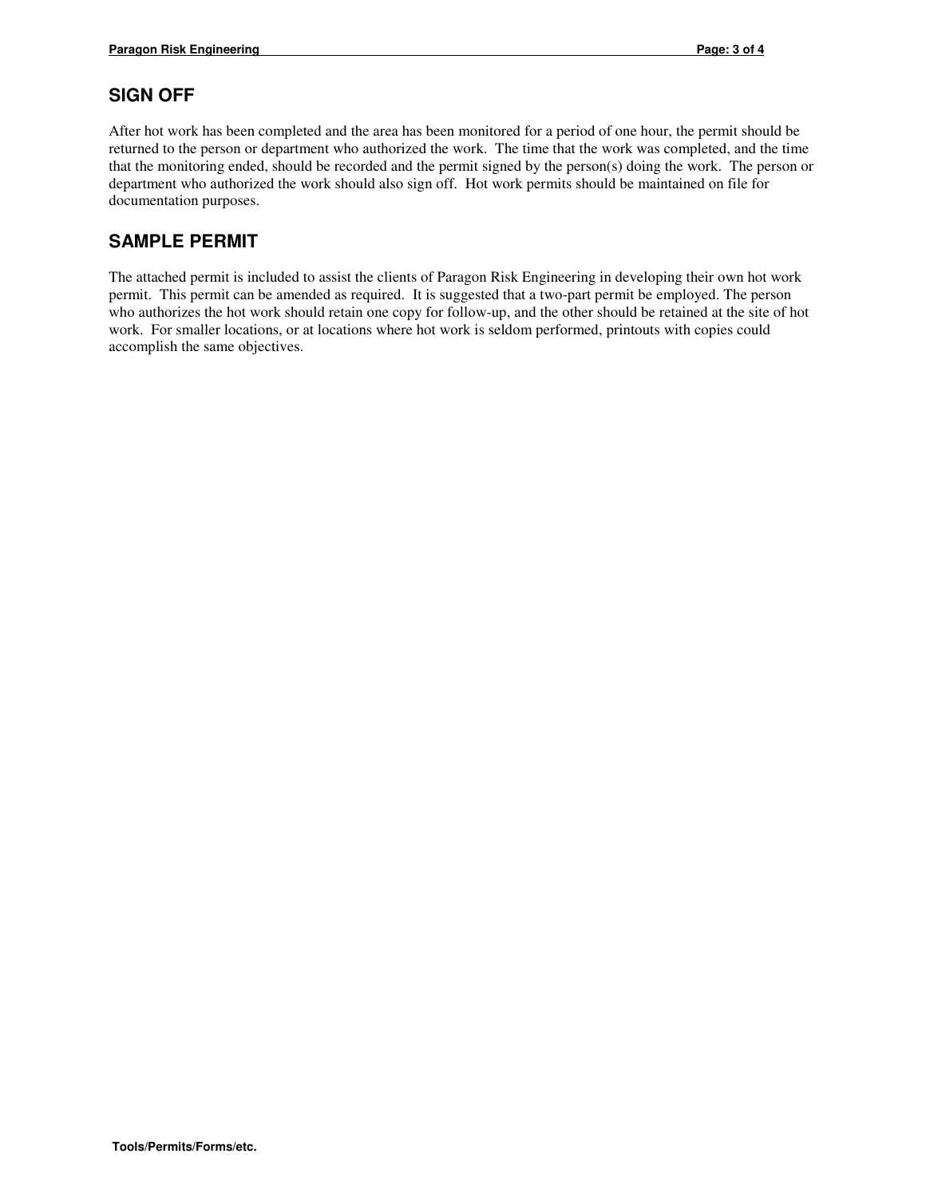## SIGN OFF

After hot work has been completed and the area has been monitored for a period of one hour, the permit should be returned to the person or department who authorized the work. The time that the work was completed, and the time that the monitoring ended, should be recorded and the permit signed by the person(s) doing the work. The person or department who authorized the work should also sign off. Hot work permits should be maintained on file for documentation purposes.

## SAMPLE PERMIT

The attached permit is included to assist the clients of Paragon Risk Engineering in developing their own hot work permit. This permit can be amended as required. It is suggested that a two-part permit be employed. The person who authorizes the hot work should retain one copy for follow-up, and the other should be retained at the site of hot work. For smaller locations, or at locations where hot work is seldom performed, printouts with copies could accomplish the same objectives.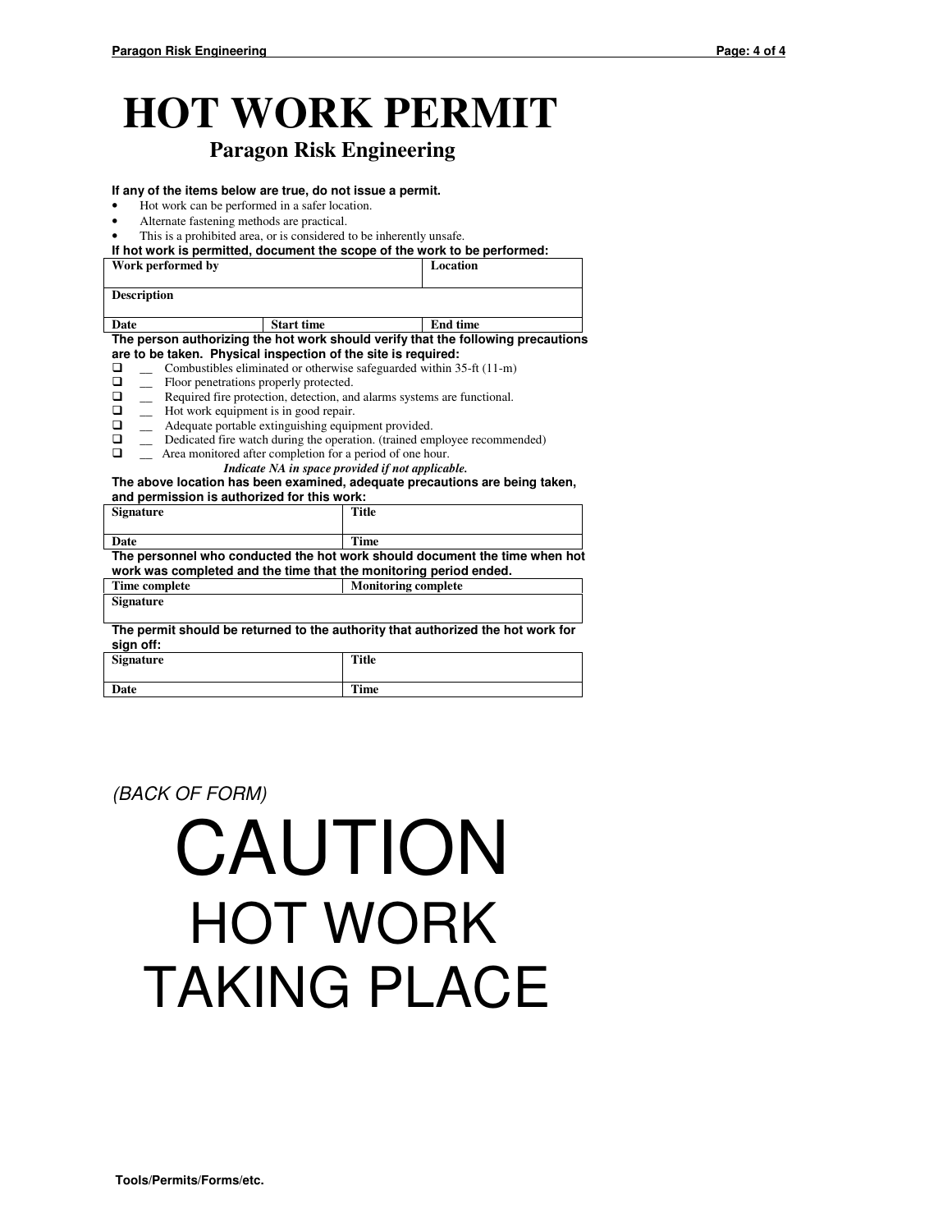# HOT WORK PERMIT

## Paragon Risk Engineering

**If any of the items below are true, do not issue a permit.**

- Hot work can be performed in a safer location.
- Alternate fastening methods are practical.
- This is a prohibited area, or is considered to be inherently unsafe.

**If hot work is permitted, document the scope of the work to be performed:**

| | | |
|---|---|---|
| **Work performed by** | | **Location** |
| **Description** | | |
| **Date** | **Start time** | **End time** |

**The person authorizing the hot work should verify that the following precautions are to be taken. Physical inspection of the site is required:**

- ☐ __ Combustibles eliminated or otherwise safeguarded within 35-ft (11-m)
- ☐ __ Floor penetrations properly protected.
- ☐ __ Required fire protection, detection, and alarms systems are functional.
- ☐ __ Hot work equipment is in good repair.
- ☐ __ Adequate portable extinguishing equipment provided.
- ☐ __ Dedicated fire watch during the operation. (trained employee recommended)
- ☐ __ Area monitored after completion for a period of one hour.

***Indicate NA in space provided if not applicable.***

**The above location has been examined, adequate precautions are being taken, and permission is authorized for this work:**

| | |
|---|---|
| **Signature** | **Title** |
| **Date** | **Time** |

**The personnel who conducted the hot work should document the time when hot work was completed and the time that the monitoring period ended.**

| | |
|---|---|
| **Time complete** | **Monitoring complete** |
| **Signature** | |

**The permit should be returned to the authority that authorized the hot work for sign off:**

| | |
|---|---|
| **Signature** | **Title** |
| **Date** | **Time** |

*(BACK OF FORM)*

# CAUTION

## HOT WORK

## TAKING PLACE

**Tools/Permits/Forms/etc.**